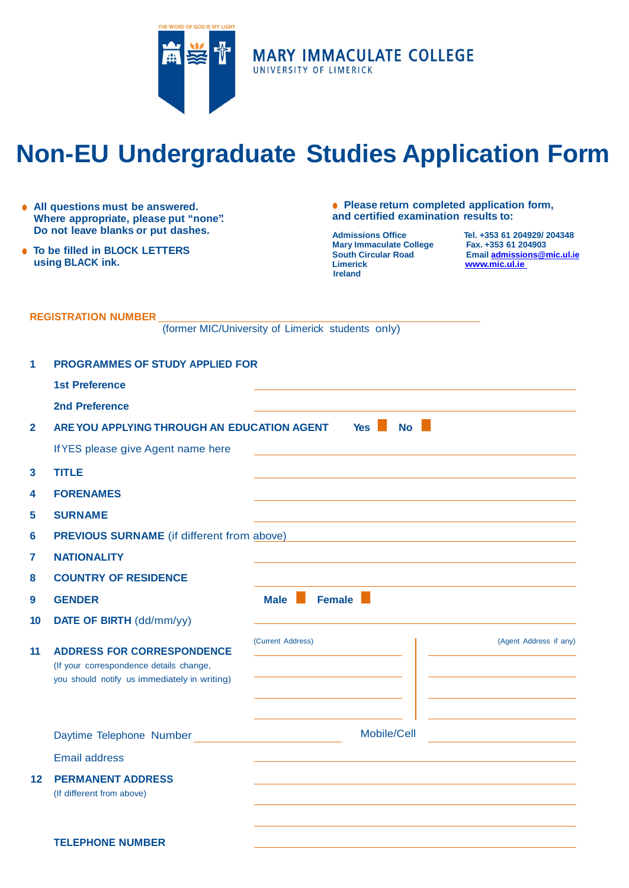THE WORD OF GOD IS MY LIGHT

MARY IMMACULATE COLLEGE
UNIVERSITY OF LIMERICK

# Non-EU Undergraduate Studies Application Form

- **All questions must be answered. Where appropriate, please put "none". Do not leave blanks or put dashes.**
- **To be filled in BLOCK LETTERS using BLACK ink.**

- **Please return completed application form, and certified examination results to:**

**Admissions Office**
**Mary Immaculate College**
**South Circular Road**
**Limerick**
**Ireland**

**Tel. +353 61 204929/ 204348**
**Fax. +353 61 204903**
**Email admissions@mic.ul.ie**
**www.mic.ul.ie**

**REGISTRATION NUMBER** ______________________________
(former MIC/University of Limerick students only)

**1 PROGRAMMES OF STUDY APPLIED FOR**

**1st Preference** ______________________________

**2nd Preference** ______________________________

**2 ARE YOU APPLYING THROUGH AN EDUCATION AGENT** **Yes** ☐ **No** ☐

If YES please give Agent name here ______________________________

**3 TITLE** ______________________________

**4 FORENAMES** ______________________________

**5 SURNAME** ______________________________

**6 PREVIOUS SURNAME** (if different from above) ______________________________

**7 NATIONALITY** ______________________________

**8 COUNTRY OF RESIDENCE** ______________________________

**9 GENDER** **Male** ☐ **Female** ☐

**10 DATE OF BIRTH** (dd/mm/yy) ______________________________

**11 ADDRESS FOR CORRESPONDENCE**
(If your correspondence details change, you should notify us immediately in writing)

(Current Address) ______________________________

(Agent Address if any) ______________________________

Daytime Telephone Number ______________ Mobile/Cell ______________

Email address ______________________________

**12 PERMANENT ADDRESS**
(If different from above) ______________________________

**TELEPHONE NUMBER** ______________________________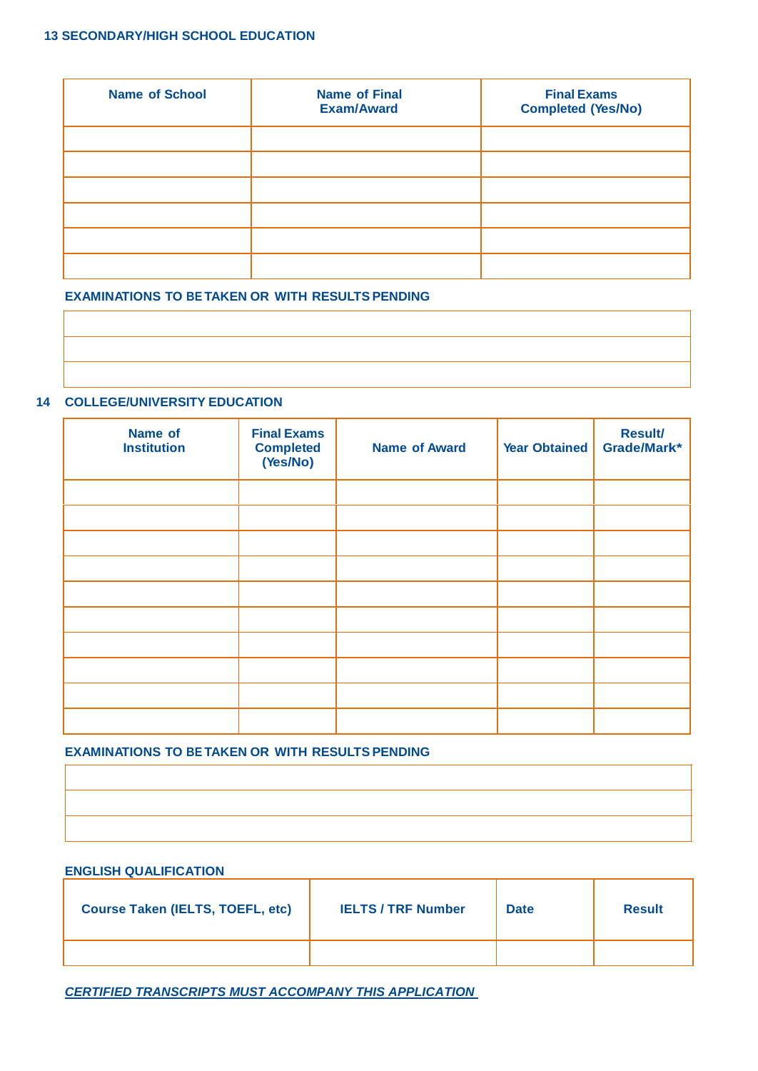## 13 SECONDARY/HIGH SCHOOL EDUCATION

| Name of School | Name of Final Exam/Award | Final Exams Completed (Yes/No) |
|---|---|---|
| | | |
| | | |
| | | |
| | | |
| | | |
| | | |

**EXAMINATIONS TO BE TAKEN OR WITH RESULTS PENDING**

| |
|---|
| |
| |
| |

## 14 COLLEGE/UNIVERSITY EDUCATION

| Name of Institution | Final Exams Completed (Yes/No) | Name of Award | Year Obtained | Result/ Grade/Mark* |
|---|---|---|---|---|
| | | | | |
| | | | | |
| | | | | |
| | | | | |
| | | | | |
| | | | | |
| | | | | |
| | | | | |
| | | | | |
| | | | | |

**EXAMINATIONS TO BE TAKEN OR WITH RESULTS PENDING**

| |
|---|
| |
| |
| |

**ENGLISH QUALIFICATION**

| Course Taken (IELTS, TOEFL, etc) | IELTS / TRF Number | Date | Result |
|---|---|---|---|
| | | | |

***CERTIFIED TRANSCRIPTS MUST ACCOMPANY THIS APPLICATION***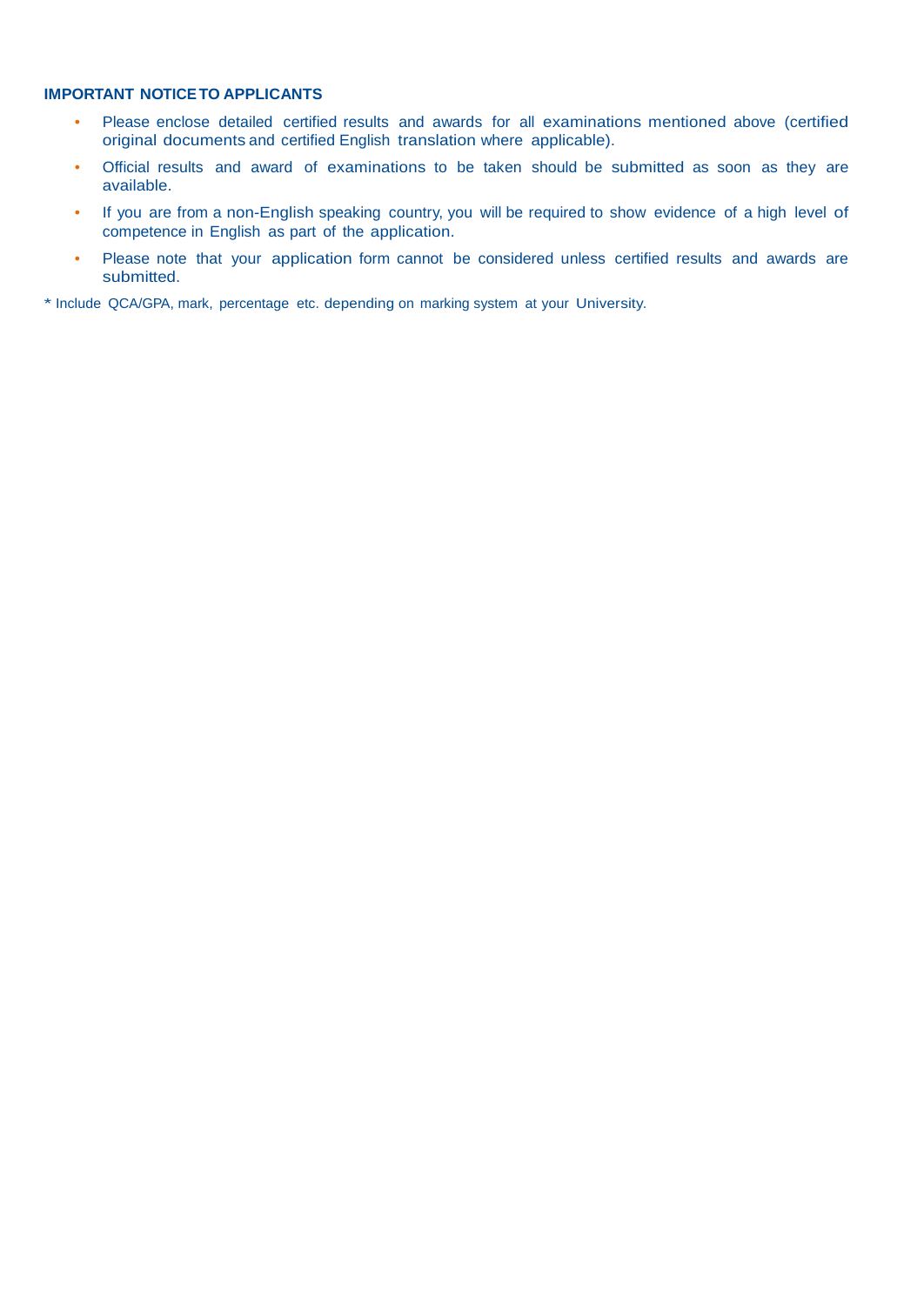**IMPORTANT NOTICE TO APPLICANTS**

- Please enclose detailed certified results and awards for all examinations mentioned above (certified original documents and certified English translation where applicable).
- Official results and award of examinations to be taken should be submitted as soon as they are available.
- If you are from a non-English speaking country, you will be required to show evidence of a high level of competence in English as part of the application.
- Please note that your application form cannot be considered unless certified results and awards are submitted.

* Include QCA/GPA, mark, percentage etc. depending on marking system at your University.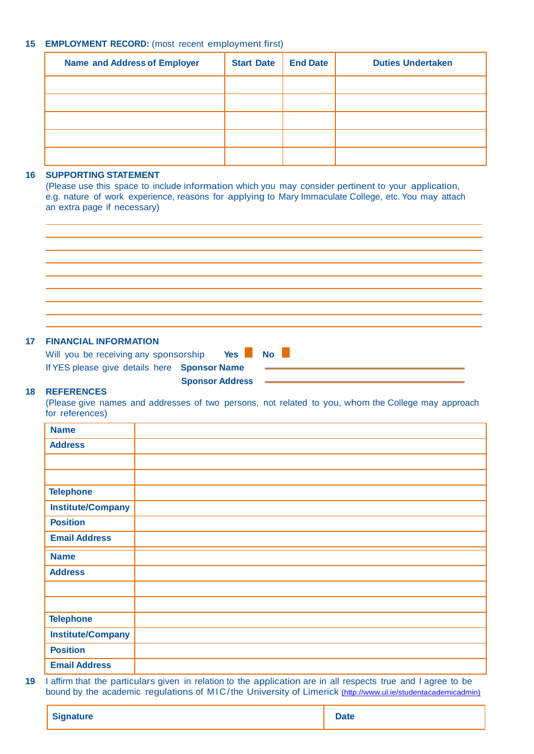**15 EMPLOYMENT RECORD:** (most recent employment first)

| Name and Address of Employer | Start Date | End Date | Duties Undertaken |
|---|---|---|---|
| | | | |
| | | | |
| | | | |
| | | | |
| | | | |

**16 SUPPORTING STATEMENT**

(Please use this space to include information which you may consider pertinent to your application, e.g. nature of work experience, reasons for applying to Mary Immaculate College, etc. You may attach an extra page if necessary)

\_\_\_\_\_\_\_\_\_\_\_\_\_\_\_\_\_\_\_\_\_\_\_\_\_\_\_\_\_\_\_\_\_\_\_\_\_\_\_\_\_\_\_\_\_\_\_\_\_\_\_\_\_\_\_\_\_\_\_\_

\_\_\_\_\_\_\_\_\_\_\_\_\_\_\_\_\_\_\_\_\_\_\_\_\_\_\_\_\_\_\_\_\_\_\_\_\_\_\_\_\_\_\_\_\_\_\_\_\_\_\_\_\_\_\_\_\_\_\_\_

\_\_\_\_\_\_\_\_\_\_\_\_\_\_\_\_\_\_\_\_\_\_\_\_\_\_\_\_\_\_\_\_\_\_\_\_\_\_\_\_\_\_\_\_\_\_\_\_\_\_\_\_\_\_\_\_\_\_\_\_

\_\_\_\_\_\_\_\_\_\_\_\_\_\_\_\_\_\_\_\_\_\_\_\_\_\_\_\_\_\_\_\_\_\_\_\_\_\_\_\_\_\_\_\_\_\_\_\_\_\_\_\_\_\_\_\_\_\_\_\_

\_\_\_\_\_\_\_\_\_\_\_\_\_\_\_\_\_\_\_\_\_\_\_\_\_\_\_\_\_\_\_\_\_\_\_\_\_\_\_\_\_\_\_\_\_\_\_\_\_\_\_\_\_\_\_\_\_\_\_\_

\_\_\_\_\_\_\_\_\_\_\_\_\_\_\_\_\_\_\_\_\_\_\_\_\_\_\_\_\_\_\_\_\_\_\_\_\_\_\_\_\_\_\_\_\_\_\_\_\_\_\_\_\_\_\_\_\_\_\_\_

\_\_\_\_\_\_\_\_\_\_\_\_\_\_\_\_\_\_\_\_\_\_\_\_\_\_\_\_\_\_\_\_\_\_\_\_\_\_\_\_\_\_\_\_\_\_\_\_\_\_\_\_\_\_\_\_\_\_\_\_

\_\_\_\_\_\_\_\_\_\_\_\_\_\_\_\_\_\_\_\_\_\_\_\_\_\_\_\_\_\_\_\_\_\_\_\_\_\_\_\_\_\_\_\_\_\_\_\_\_\_\_\_\_\_\_\_\_\_\_\_

\_\_\_\_\_\_\_\_\_\_\_\_\_\_\_\_\_\_\_\_\_\_\_\_\_\_\_\_\_\_\_\_\_\_\_\_\_\_\_\_\_\_\_\_\_\_\_\_\_\_\_\_\_\_\_\_\_\_\_\_

**17 FINANCIAL INFORMATION**

Will you be receiving any sponsorship **Yes** ☐ **No** ☐

If YES please give details here **Sponsor Name** \_\_\_\_\_\_\_\_\_\_\_\_\_\_\_\_\_\_\_\_\_\_\_\_\_\_\_\_

**Sponsor Address** \_\_\_\_\_\_\_\_\_\_\_\_\_\_\_\_\_\_\_\_\_\_\_\_\_\_\_\_

**18 REFERENCES**

(Please give names and addresses of two persons, not related to you, whom the College may approach for references)

| | |
|---|---|
| **Name** | |
| **Address** | |
| | |
| | |
| **Telephone** | |
| **Institute/Company** | |
| **Position** | |
| **Email Address** | |

| | |
|---|---|
| **Name** | |
| **Address** | |
| | |
| | |
| **Telephone** | |
| **Institute/Company** | |
| **Position** | |
| **Email Address** | |

**19** I affirm that the particulars given in relation to the application are in all respects true and I agree to be bound by the academic regulations of MIC/the University of Limerick (http://www.ul.ie/studentacademicadmin)

| | |
|---|---|
| **Signature** | **Date** |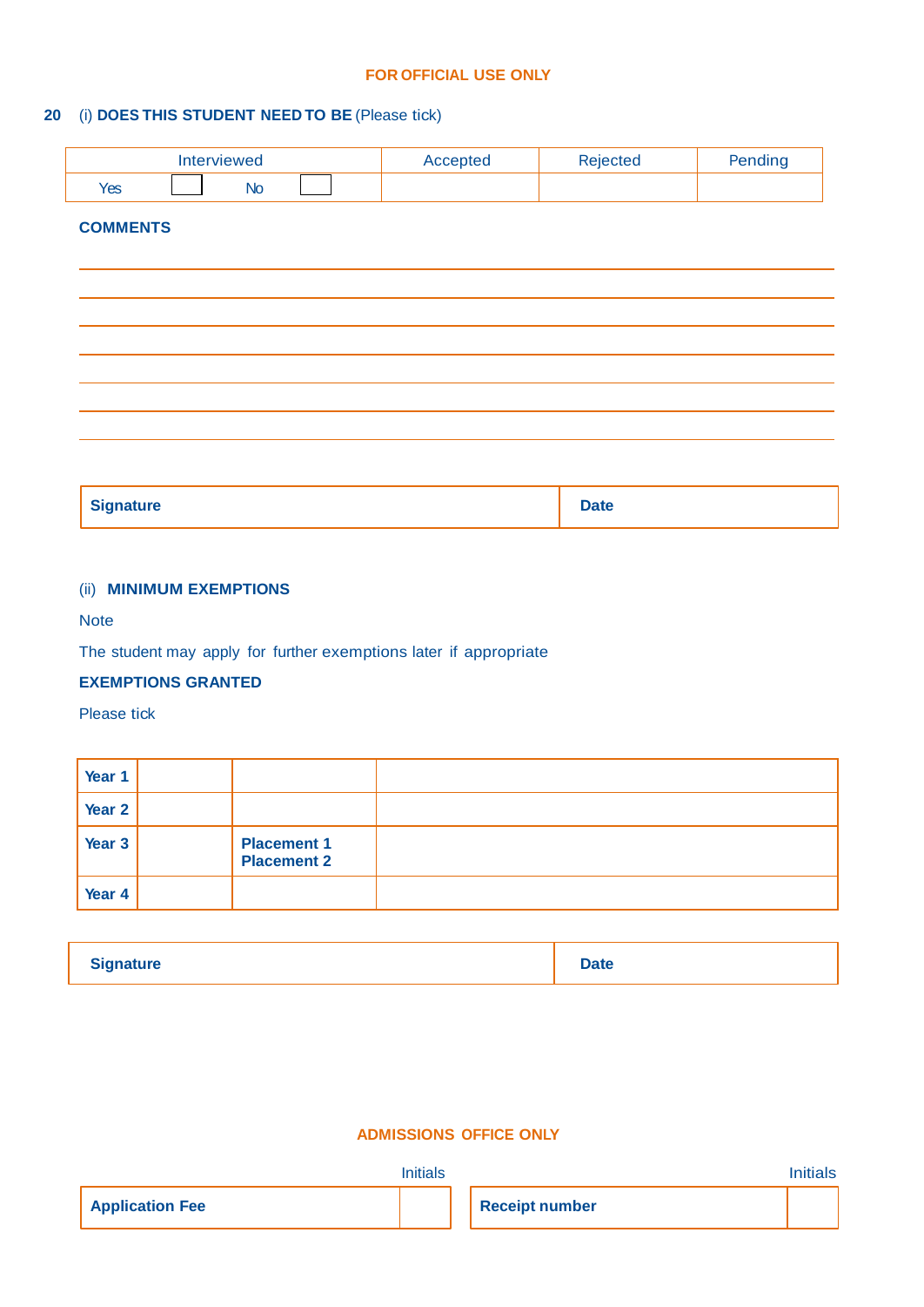**FOR OFFICIAL USE ONLY**

**20** (i) **DOES THIS STUDENT NEED TO BE** (Please tick)

| Interviewed | | | | Accepted | Rejected | Pending |
|---|---|---|---|---|---|---|
| Yes | ☐ | No | ☐ | | | |

**COMMENTS**

| **Signature** | **Date** |
|---|---|

(ii) **MINIMUM EXEMPTIONS**

Note

The student may apply for further exemptions later if appropriate

**EXEMPTIONS GRANTED**

Please tick

| | | | |
|---|---|---|---|
| **Year 1** | | | |
| **Year 2** | | | |
| **Year 3** | | **Placement 1** **Placement 2** | |
| **Year 4** | | | |

| **Signature** | **Date** |
|---|---|

**ADMISSIONS OFFICE ONLY**

| | Initials | | Initials |
|---|---|---|---|
| **Application Fee** | | **Receipt number** | |